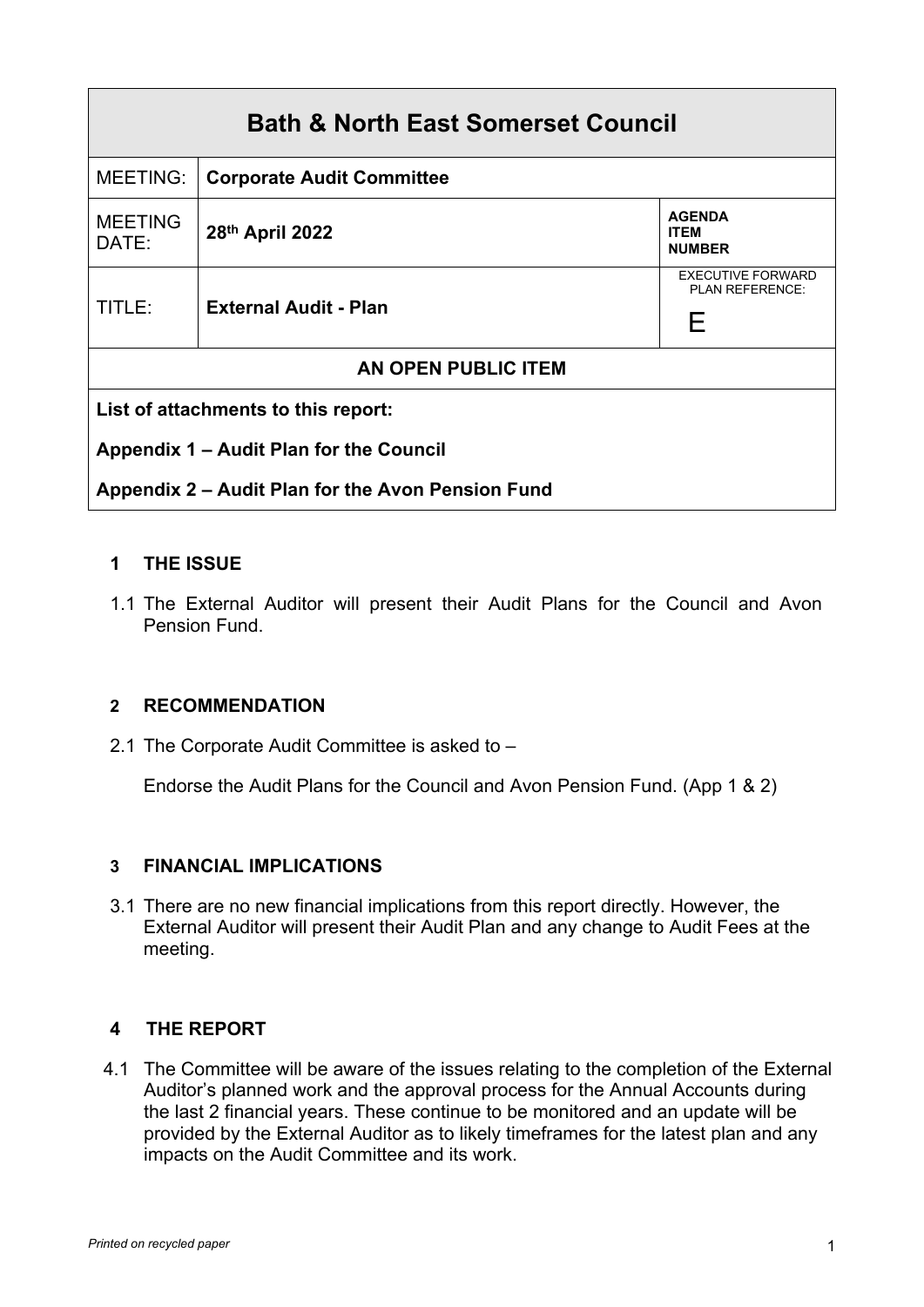| Bath & North East Somerset Council | | |
|---|---|---|
| MEETING: | **Corporate Audit Committee** | |
| MEETING DATE: | **28th April 2022** | **AGENDA ITEM NUMBER** |
| TITLE: | **External Audit - Plan** | EXECUTIVE FORWARD PLAN REFERENCE: E |
| **AN OPEN PUBLIC ITEM** | | |
| **List of attachments to this report:** **Appendix 1 – Audit Plan for the Council** **Appendix 2 – Audit Plan for the Avon Pension Fund** | | |

## 1 THE ISSUE

1.1 The External Auditor will present their Audit Plans for the Council and Avon Pension Fund.

## 2 RECOMMENDATION

2.1 The Corporate Audit Committee is asked to –

Endorse the Audit Plans for the Council and Avon Pension Fund. (App 1 & 2)

## 3 FINANCIAL IMPLICATIONS

3.1 There are no new financial implications from this report directly. However, the External Auditor will present their Audit Plan and any change to Audit Fees at the meeting.

## 4 THE REPORT

4.1 The Committee will be aware of the issues relating to the completion of the External Auditor's planned work and the approval process for the Annual Accounts during the last 2 financial years. These continue to be monitored and an update will be provided by the External Auditor as to likely timeframes for the latest plan and any impacts on the Audit Committee and its work.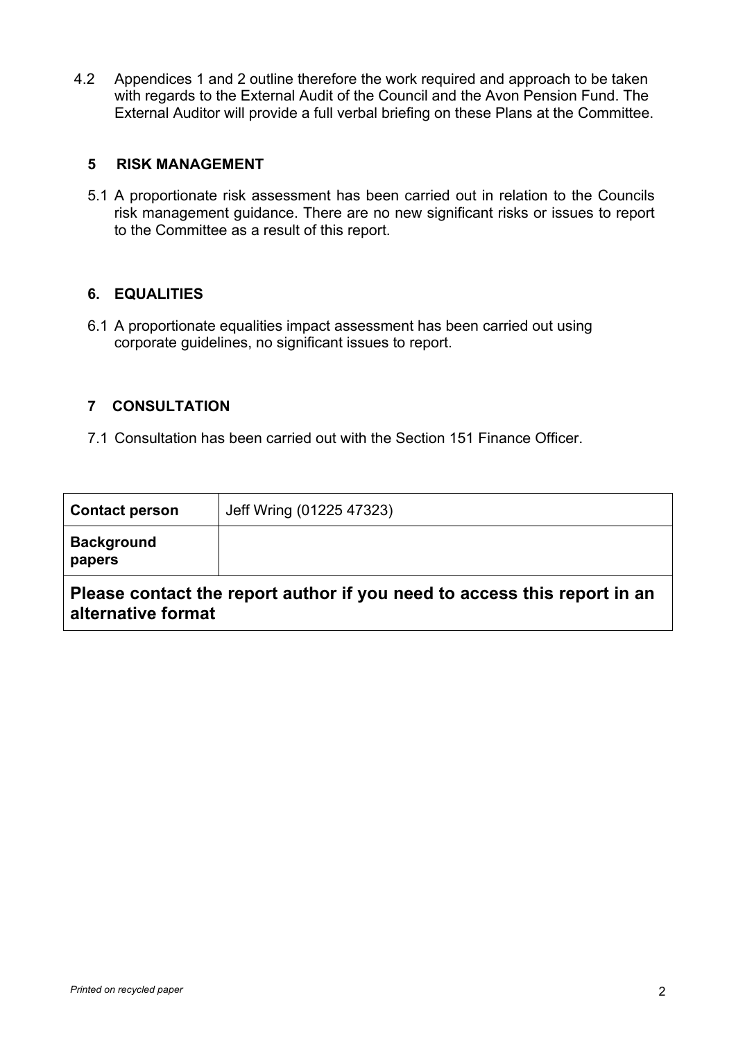4.2 Appendices 1 and 2 outline therefore the work required and approach to be taken with regards to the External Audit of the Council and the Avon Pension Fund. The External Auditor will provide a full verbal briefing on these Plans at the Committee.

## 5 RISK MANAGEMENT

5.1 A proportionate risk assessment has been carried out in relation to the Councils risk management guidance. There are no new significant risks or issues to report to the Committee as a result of this report.

## 6. EQUALITIES

6.1 A proportionate equalities impact assessment has been carried out using corporate guidelines, no significant issues to report.

## 7 CONSULTATION

7.1 Consultation has been carried out with the Section 151 Finance Officer.

| | |
|---|---|
| **Contact person** | Jeff Wring (01225 47323) |
| **Background papers** | |
| **Please contact the report author if you need to access this report in an alternative format** | |

*Printed on recycled paper*